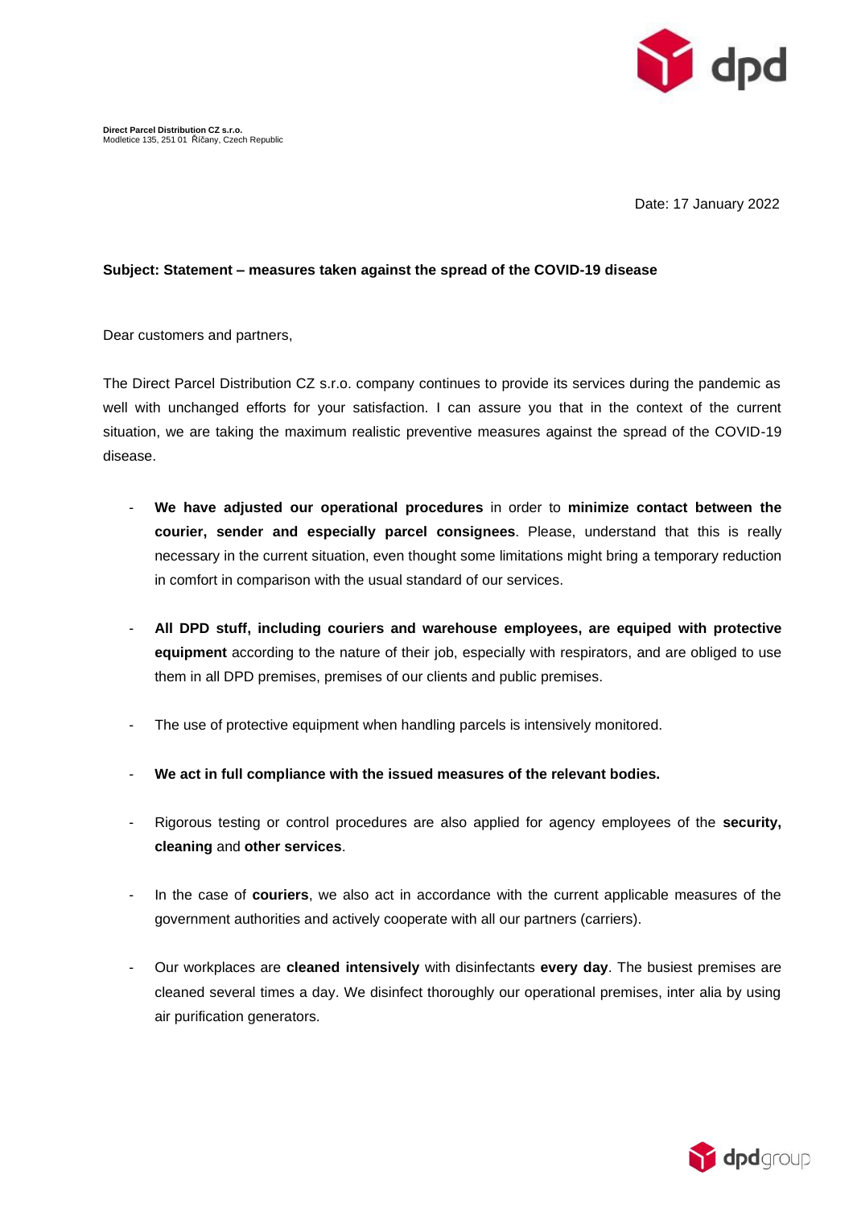**Direct Parcel Distribution CZ s.r.o.**
Modletice 135, 251 01 Říčany, Czech Republic

Date: 17 January 2022

**Subject: Statement – measures taken against the spread of the COVID-19 disease**

Dear customers and partners,

The Direct Parcel Distribution CZ s.r.o. company continues to provide its services during the pandemic as well with unchanged efforts for your satisfaction. I can assure you that in the context of the current situation, we are taking the maximum realistic preventive measures against the spread of the COVID-19 disease.

- **We have adjusted our operational procedures** in order to **minimize contact between the courier, sender and especially parcel consignees**. Please, understand that this is really necessary in the current situation, even thought some limitations might bring a temporary reduction in comfort in comparison with the usual standard of our services.
- **All DPD stuff, including couriers and warehouse employees, are equiped with protective equipment** according to the nature of their job, especially with respirators, and are obliged to use them in all DPD premises, premises of our clients and public premises.
- The use of protective equipment when handling parcels is intensively monitored.
- **We act in full compliance with the issued measures of the relevant bodies.**
- Rigorous testing or control procedures are also applied for agency employees of the **security, cleaning** and **other services**.
- In the case of **couriers**, we also act in accordance with the current applicable measures of the government authorities and actively cooperate with all our partners (carriers).
- Our workplaces are **cleaned intensively** with disinfectants **every day**. The busiest premises are cleaned several times a day. We disinfect thoroughly our operational premises, inter alia by using air purification generators.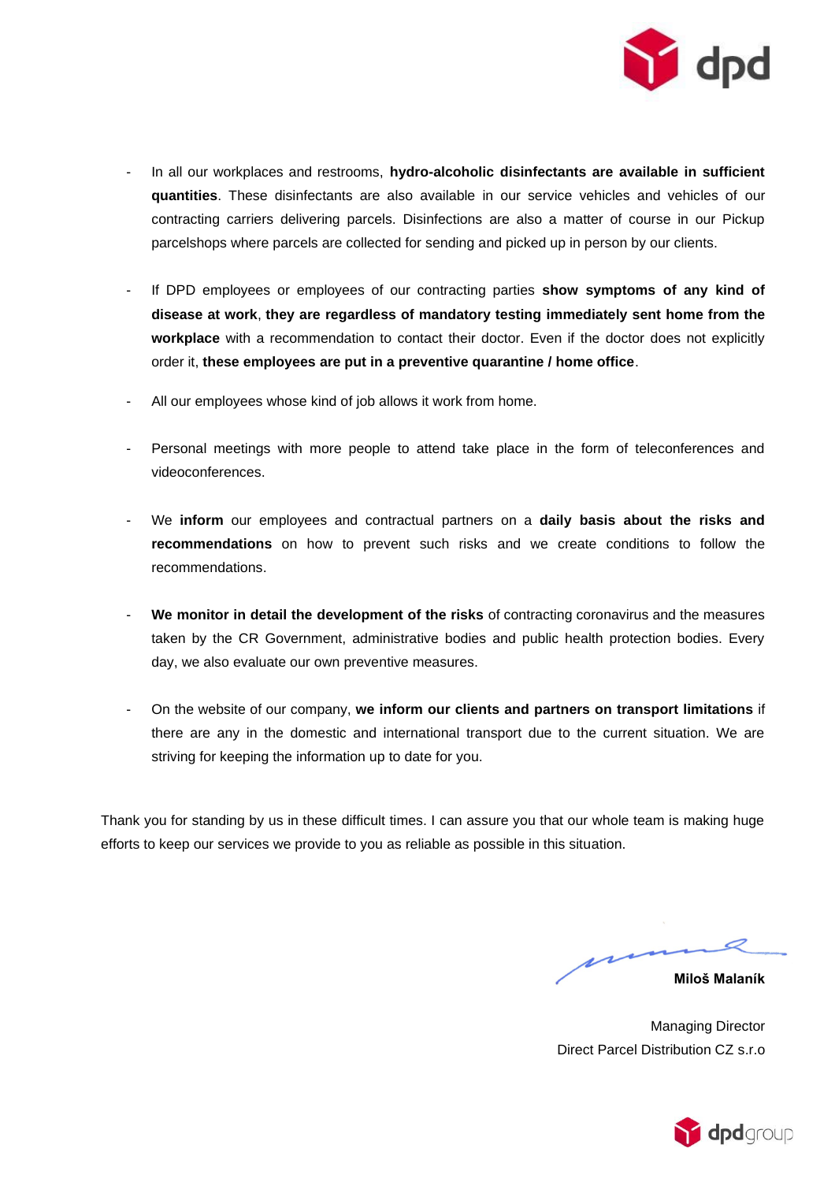- In all our workplaces and restrooms, **hydro-alcoholic disinfectants are available in sufficient quantities**. These disinfectants are also available in our service vehicles and vehicles of our contracting carriers delivering parcels. Disinfections are also a matter of course in our Pickup parcelshops where parcels are collected for sending and picked up in person by our clients.

- If DPD employees or employees of our contracting parties **show symptoms of any kind of disease at work**, **they are regardless of mandatory testing immediately sent home from the workplace** with a recommendation to contact their doctor. Even if the doctor does not explicitly order it, **these employees are put in a preventive quarantine / home office**.

- All our employees whose kind of job allows it work from home.

- Personal meetings with more people to attend take place in the form of teleconferences and videoconferences.

- We **inform** our employees and contractual partners on a **daily basis about the risks and recommendations** on how to prevent such risks and we create conditions to follow the recommendations.

- **We monitor in detail the development of the risks** of contracting coronavirus and the measures taken by the CR Government, administrative bodies and public health protection bodies. Every day, we also evaluate our own preventive measures.

- On the website of our company, **we inform our clients and partners on transport limitations** if there are any in the domestic and international transport due to the current situation. We are striving for keeping the information up to date for you.

Thank you for standing by us in these difficult times. I can assure you that our whole team is making huge efforts to keep our services we provide to you as reliable as possible in this situation.

**Miloš Malaník**

Managing Director
Direct Parcel Distribution CZ s.r.o